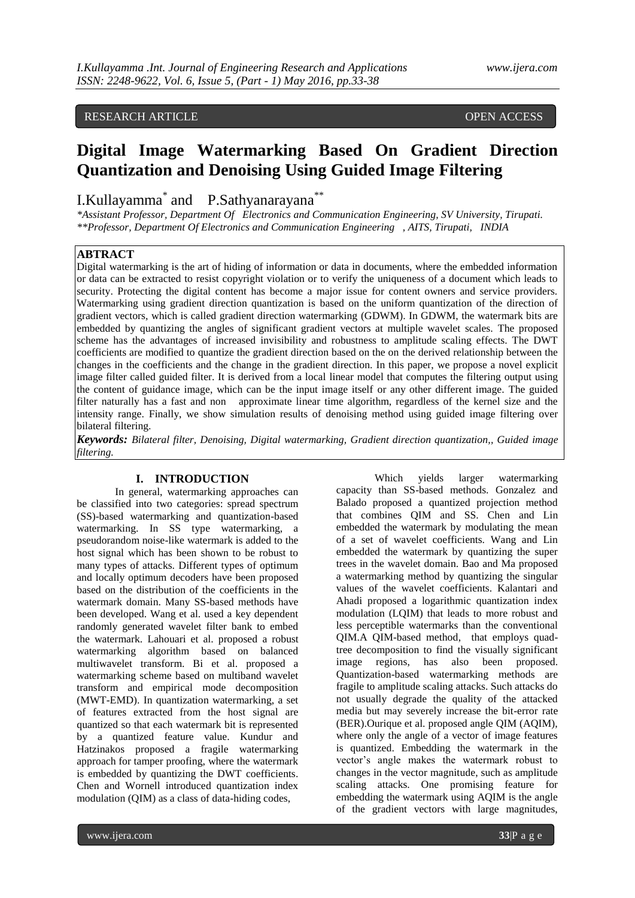RESEARCH ARTICLE OPEN ACCESS

# Digital Image Watermarking Based On Gradient Direction Quantization and Denoising Using Guided Image Filtering

I.Kullayamma[*] and P.Sathyanarayana[**]

*Assistant Professor, Department Of Electronics and Communication Engineering, SV University, Tirupati.
**Professor, Department Of Electronics and Communication Engineering , AITS, Tirupati, INDIA

## ABTRACT

Digital watermarking is the art of hiding of information or data in documents, where the embedded information or data can be extracted to resist copyright violation or to verify the uniqueness of a document which leads to security. Protecting the digital content has become a major issue for content owners and service providers. Watermarking using gradient direction quantization is based on the uniform quantization of the direction of gradient vectors, which is called gradient direction watermarking (GDWM). In GDWM, the watermark bits are embedded by quantizing the angles of significant gradient vectors at multiple wavelet scales. The proposed scheme has the advantages of increased invisibility and robustness to amplitude scaling effects. The DWT coefficients are modified to quantize the gradient direction based on the on the derived relationship between the changes in the coefficients and the change in the gradient direction. In this paper, we propose a novel explicit image filter called guided filter. It is derived from a local linear model that computes the filtering output using the content of guidance image, which can be the input image itself or any other different image. The guided filter naturally has a fast and non approximate linear time algorithm, regardless of the kernel size and the intensity range. Finally, we show simulation results of denoising method using guided image filtering over bilateral filtering.

***Keywords:*** *Bilateral filter, Denoising, Digital watermarking, Gradient direction quantization,, Guided image filtering.*

## I. INTRODUCTION

In general, watermarking approaches can be classified into two categories: spread spectrum (SS)-based watermarking and quantization-based watermarking. In SS type watermarking, a pseudorandom noise-like watermark is added to the host signal which has been shown to be robust to many types of attacks. Different types of optimum and locally optimum decoders have been proposed based on the distribution of the coefficients in the watermark domain. Many SS-based methods have been developed. Wang et al. used a key dependent randomly generated wavelet filter bank to embed the watermark. Lahouari et al. proposed a robust watermarking algorithm based on balanced multiwavelet transform. Bi et al. proposed a watermarking scheme based on multiband wavelet transform and empirical mode decomposition (MWT-EMD). In quantization watermarking, a set of features extracted from the host signal are quantized so that each watermark bit is represented by a quantized feature value. Kundur and Hatzinakos proposed a fragile watermarking approach for tamper proofing, where the watermark is embedded by quantizing the DWT coefficients. Chen and Wornell introduced quantization index modulation (QIM) as a class of data-hiding codes,

Which yields larger watermarking capacity than SS-based methods. Gonzalez and Balado proposed a quantized projection method that combines QIM and SS. Chen and Lin embedded the watermark by modulating the mean of a set of wavelet coefficients. Wang and Lin embedded the watermark by quantizing the super trees in the wavelet domain. Bao and Ma proposed a watermarking method by quantizing the singular values of the wavelet coefficients. Kalantari and Ahadi proposed a logarithmic quantization index modulation (LQIM) that leads to more robust and less perceptible watermarks than the conventional QIM.A QIM-based method, that employs quad-tree decomposition to find the visually significant image regions, has also been proposed. Quantization-based watermarking methods are fragile to amplitude scaling attacks. Such attacks do not usually degrade the quality of the attacked media but may severely increase the bit-error rate (BER).Ourique et al. proposed angle QIM (AQIM), where only the angle of a vector of image features is quantized. Embedding the watermark in the vector's angle makes the watermark robust to changes in the vector magnitude, such as amplitude scaling attacks. One promising feature for embedding the watermark using AQIM is the angle of the gradient vectors with large magnitudes,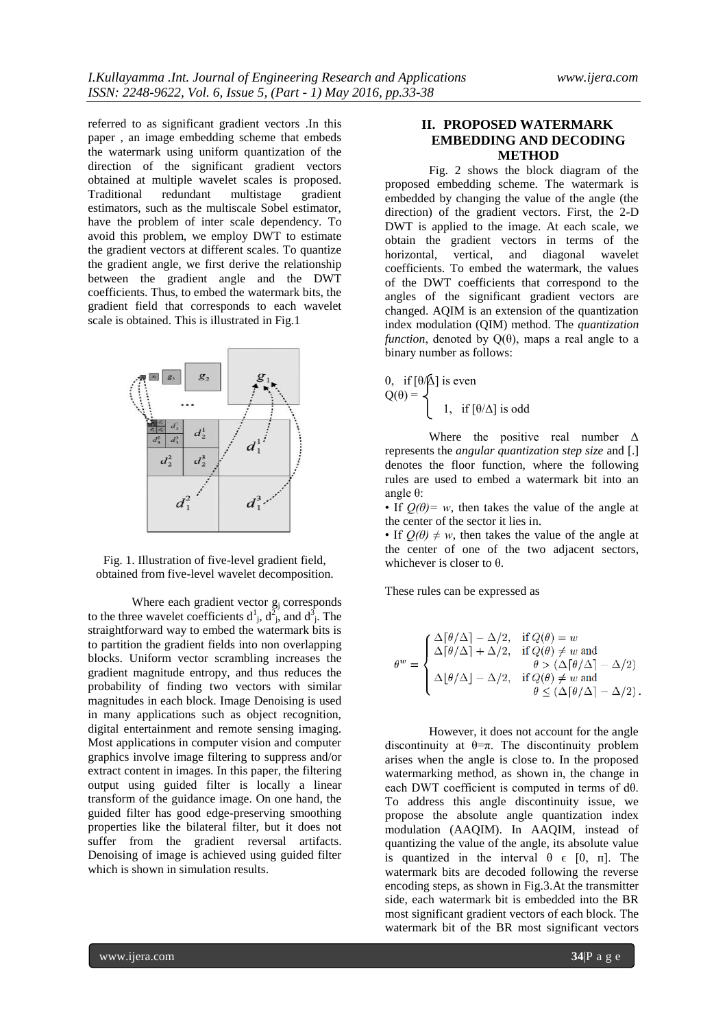referred to as significant gradient vectors .In this paper , an image embedding scheme that embeds the watermark using uniform quantization of the direction of the significant gradient vectors obtained at multiple wavelet scales is proposed. Traditional redundant multistage gradient estimators, such as the multiscale Sobel estimator, have the problem of inter scale dependency. To avoid this problem, we employ DWT to estimate the gradient vectors at different scales. To quantize the gradient angle, we first derive the relationship between the gradient angle and the DWT coefficients. Thus, to embed the watermark bits, the gradient field that corresponds to each wavelet scale is obtained. This is illustrated in Fig.1

Fig. 1. Illustration of five-level gradient field, obtained from five-level wavelet decomposition.

Where each gradient vector $g_j$ corresponds to the three wavelet coefficients $d^1_j$, $d^2_j$, and $d^3_j$. The straightforward way to embed the watermark bits is to partition the gradient fields into non overlapping blocks. Uniform vector scrambling increases the gradient magnitude entropy, and thus reduces the probability of finding two vectors with similar magnitudes in each block. Image Denoising is used in many applications such as object recognition, digital entertainment and remote sensing imaging. Most applications in computer vision and computer graphics involve image filtering to suppress and/or extract content in images. In this paper, the filtering output using guided filter is locally a linear transform of the guidance image. On one hand, the guided filter has good edge-preserving smoothing properties like the bilateral filter, but it does not suffer from the gradient reversal artifacts. Denoising of image is achieved using guided filter which is shown in simulation results.

## II. PROPOSED WATERMARK EMBEDDING AND DECODING METHOD

Fig. 2 shows the block diagram of the proposed embedding scheme. The watermark is embedded by changing the value of the angle (the direction) of the gradient vectors. First, the 2-D DWT is applied to the image. At each scale, we obtain the gradient vectors in terms of the horizontal, vertical, and diagonal wavelet coefficients. To embed the watermark, the values of the DWT coefficients that correspond to the angles of the significant gradient vectors are changed. AQIM is an extension of the quantization index modulation (QIM) method. The *quantization function*, denoted by Q(θ), maps a real angle to a binary number as follows:

$$
Q(\theta) = \begin{cases} 0, & \text{if } [\theta/\Delta] \text{ is even} \\ 1, & \text{if } [\theta/\Delta] \text{ is odd} \end{cases}
$$

Where the positive real number Δ represents the *angular quantization step size* and [.] denotes the floor function, where the following rules are used to embed a watermark bit into an angle θ:

- If *Q(θ)= w*, then takes the value of the angle at the center of the sector it lies in.
- If *Q(θ) ≠ w*, then takes the value of the angle at the center of one of the two adjacent sectors, whichever is closer to θ.

These rules can be expressed as

$$
\theta^w = \begin{cases} \Delta\lceil\theta/\Delta\rceil - \Delta/2, & \text{if } Q(\theta) = w \\ \Delta\lceil\theta/\Delta\rceil + \Delta/2, & \text{if } Q(\theta) \neq w \text{ and} \\ & \quad \theta > (\Delta\lceil\theta/\Delta\rceil - \Delta/2) \\ \Delta\lfloor\theta/\Delta\rfloor - \Delta/2, & \text{if } Q(\theta) \neq w \text{ and} \\ & \quad \theta \leq (\Delta\lceil\theta/\Delta\rceil - \Delta/2). \end{cases}
$$

However, it does not account for the angle discontinuity at θ=π. The discontinuity problem arises when the angle is close to. In the proposed watermarking method, as shown in, the change in each DWT coefficient is computed in terms of dθ. To address this angle discontinuity issue, we propose the absolute angle quantization index modulation (AAQIM). In AAQIM, instead of quantizing the value of the angle, its absolute value is quantized in the interval θ ϵ [0, π]. The watermark bits are decoded following the reverse encoding steps, as shown in Fig.3.At the transmitter side, each watermark bit is embedded into the BR most significant gradient vectors of each block. The watermark bit of the BR most significant vectors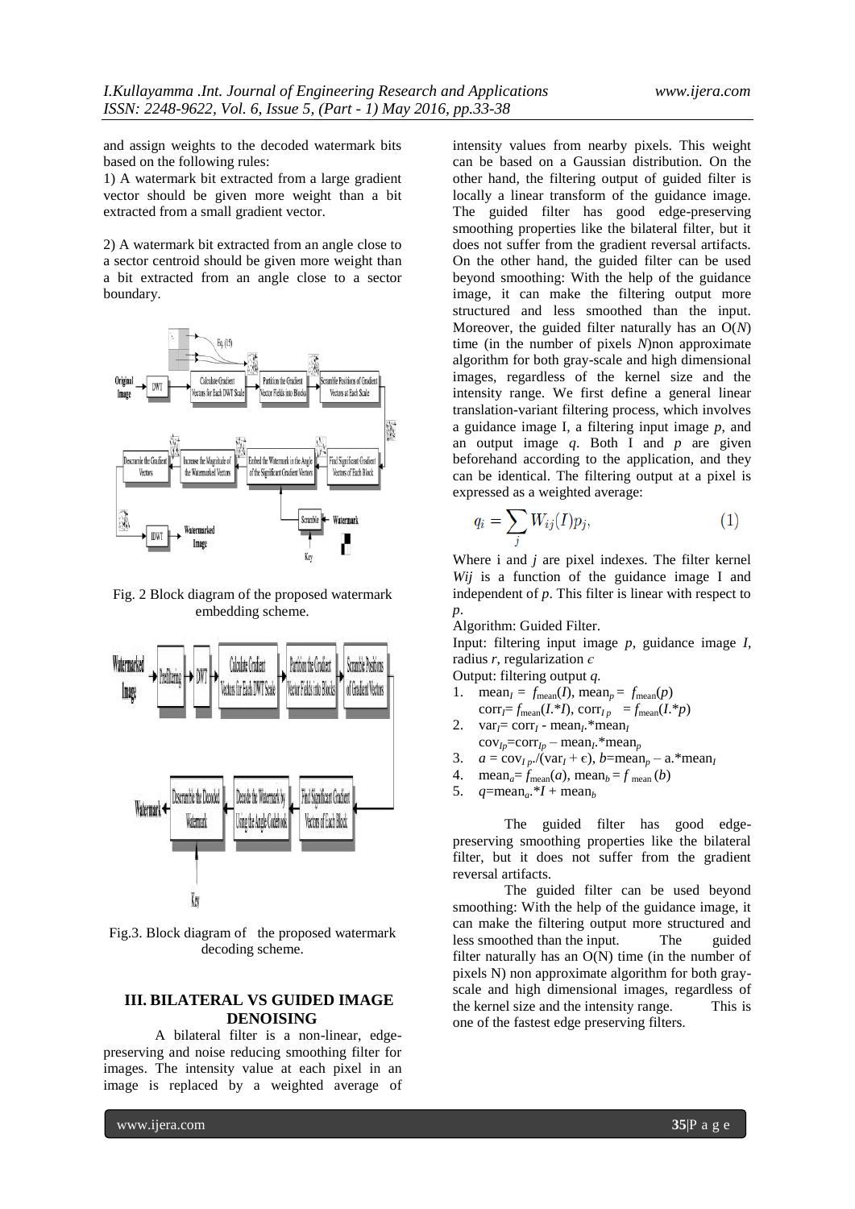and assign weights to the decoded watermark bits based on the following rules:

1) A watermark bit extracted from a large gradient vector should be given more weight than a bit extracted from a small gradient vector.

2) A watermark bit extracted from an angle close to a sector centroid should be given more weight than a bit extracted from an angle close to a sector boundary.

Fig. 2 Block diagram of the proposed watermark embedding scheme.

Fig.3. Block diagram of the proposed watermark decoding scheme.

## III. BILATERAL VS GUIDED IMAGE DENOISING

A bilateral filter is a non-linear, edge-preserving and noise reducing smoothing filter for images. The intensity value at each pixel in an image is replaced by a weighted average of intensity values from nearby pixels. This weight can be based on a Gaussian distribution. On the other hand, the filtering output of guided filter is locally a linear transform of the guidance image. The guided filter has good edge-preserving smoothing properties like the bilateral filter, but it does not suffer from the gradient reversal artifacts. On the other hand, the guided filter can be used beyond smoothing: With the help of the guidance image, it can make the filtering output more structured and less smoothed than the input. Moreover, the guided filter naturally has an O(*N*) time (in the number of pixels *N*)non approximate algorithm for both gray-scale and high dimensional images, regardless of the kernel size and the intensity range. We first define a general linear translation-variant filtering process, which involves a guidance image I, a filtering input image *p*, and an output image *q*. Both I and *p* are given beforehand according to the application, and they can be identical. The filtering output at a pixel is expressed as a weighted average:

$$q_i = \sum_j W_{ij}(I)p_j, \qquad (1)$$

Where i and *j* are pixel indexes. The filter kernel $W_{ij}$ is a function of the guidance image I and independent of *p*. This filter is linear with respect to *p*.

Algorithm: Guided Filter.

Input: filtering input image *p*, guidance image *I*, radius *r*, regularization $\epsilon$

Output: filtering output *q*.

1. $\text{mean}_I = f_{\text{mean}}(I)$, $\text{mean}_p = f_{\text{mean}}(p)$
   $\text{corr}_I = f_{\text{mean}}(I.*I)$, $\text{corr}_{Ip} = f_{\text{mean}}(I.*p)$
2. $\text{var}_I = \text{corr}_I - \text{mean}_I.*\text{mean}_I$
   $\text{cov}_{Ip} = \text{corr}_{Ip} - \text{mean}_I.*\text{mean}_p$
3. $a = \text{cov}_{Ip}./(\text{var}_I + \epsilon)$, $b = \text{mean}_p - a.*\text{mean}_I$
4. $\text{mean}_a = f_{\text{mean}}(a)$, $\text{mean}_b = f_{\text{mean}}(b)$
5. $q = \text{mean}_a.*I + \text{mean}_b$

The guided filter has good edge-preserving smoothing properties like the bilateral filter, but it does not suffer from the gradient reversal artifacts.

The guided filter can be used beyond smoothing: With the help of the guidance image, it can make the filtering output more structured and less smoothed than the input. The guided filter naturally has an O(N) time (in the number of pixels N) non approximate algorithm for both gray-scale and high dimensional images, regardless of the kernel size and the intensity range. This is one of the fastest edge preserving filters.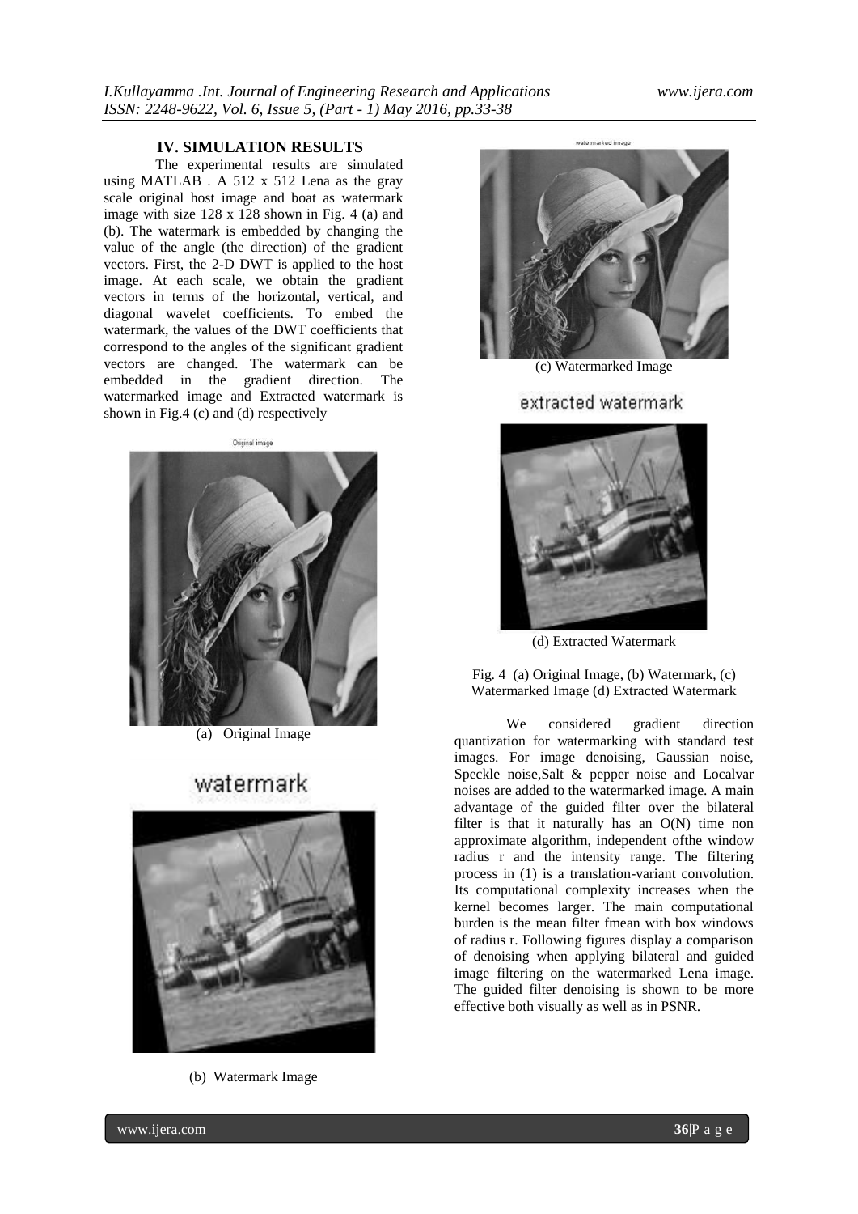## IV. SIMULATION RESULTS

The experimental results are simulated using MATLAB . A 512 x 512 Lena as the gray scale original host image and boat as watermark image with size 128 x 128 shown in Fig. 4 (a) and (b). The watermark is embedded by changing the value of the angle (the direction) of the gradient vectors. First, the 2-D DWT is applied to the host image. At each scale, we obtain the gradient vectors in terms of the horizontal, vertical, and diagonal wavelet coefficients. To embed the watermark, the values of the DWT coefficients that correspond to the angles of the significant gradient vectors are changed. The watermark can be embedded in the gradient direction. The watermarked image and Extracted watermark is shown in Fig.4 (c) and (d) respectively

(a) Original Image

(b) Watermark Image

(c) Watermarked Image

(d) Extracted Watermark

Fig. 4 (a) Original Image, (b) Watermark, (c) Watermarked Image (d) Extracted Watermark

We considered gradient direction quantization for watermarking with standard test images. For image denoising, Gaussian noise, Speckle noise,Salt & pepper noise and Localvar noises are added to the watermarked image. A main advantage of the guided filter over the bilateral filter is that it naturally has an O(N) time non approximate algorithm, independent ofthe window radius r and the intensity range. The filtering process in (1) is a translation-variant convolution. Its computational complexity increases when the kernel becomes larger. The main computational burden is the mean filter fmean with box windows of radius r. Following figures display a comparison of denoising when applying bilateral and guided image filtering on the watermarked Lena image. The guided filter denoising is shown to be more effective both visually as well as in PSNR.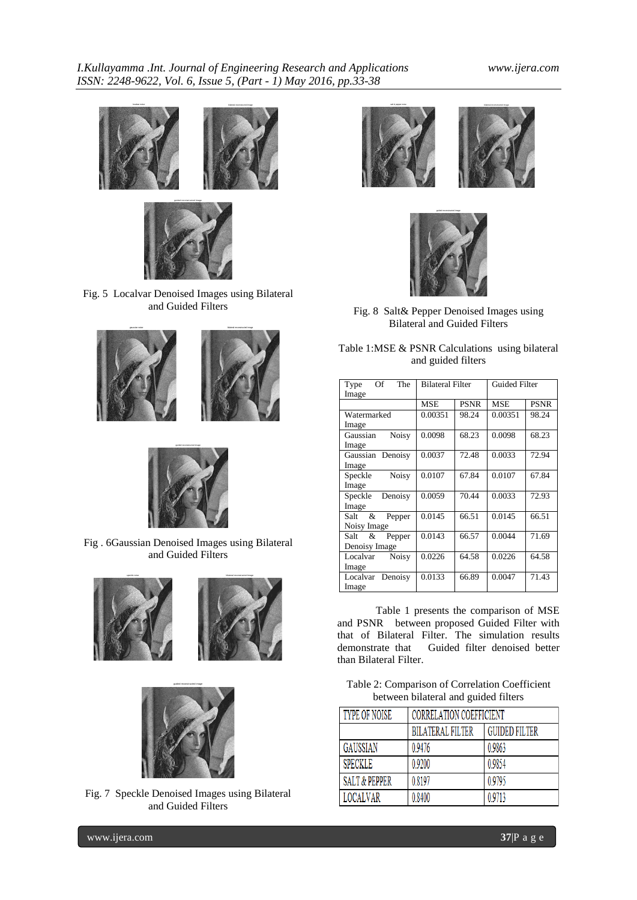Fig. 5 Localvar Denoised Images using Bilateral and Guided Filters

Fig . 6Gaussian Denoised Images using Bilateral and Guided Filters

Fig. 7 Speckle Denoised Images using Bilateral and Guided Filters

Fig. 8 Salt& Pepper Denoised Images using Bilateral and Guided Filters

Table 1:MSE & PSNR Calculations using bilateral and guided filters

| Type Of The Image | Bilateral Filter | | Guided Filter | |
|---|---|---|---|---|
| | MSE | PSNR | MSE | PSNR |
| Watermarked Image | 0.00351 | 98.24 | 0.00351 | 98.24 |
| Gaussian Noisy Image | 0.0098 | 68.23 | 0.0098 | 68.23 |
| Gaussian Denoisy Image | 0.0037 | 72.48 | 0.0033 | 72.94 |
| Speckle Noisy Image | 0.0107 | 67.84 | 0.0107 | 67.84 |
| Speckle Denoisy Image | 0.0059 | 70.44 | 0.0033 | 72.93 |
| Salt & Pepper Noisy Image | 0.0145 | 66.51 | 0.0145 | 66.51 |
| Salt & Pepper Denoisy Image | 0.0143 | 66.57 | 0.0044 | 71.69 |
| Localvar Noisy Image | 0.0226 | 64.58 | 0.0226 | 64.58 |
| Localvar Denoisy Image | 0.0133 | 66.89 | 0.0047 | 71.43 |

Table 1 presents the comparison of MSE and PSNR between proposed Guided Filter with that of Bilateral Filter. The simulation results demonstrate that Guided filter denoised better than Bilateral Filter.

Table 2: Comparison of Correlation Coefficient between bilateral and guided filters

| TYPE OF NOISE | CORRELATION COEFFICIENT | |
|---|---|---|
| | BILATERAL FILTER | GUIDED FILTER |
| GAUSSIAN | 0.9476 | 0.9863 |
| SPECKLE | 0.9200 | 0.9854 |
| SALT & PEPPER | 0.8197 | 0.9795 |
| LOCALVAR | 0.8400 | 0.9713 |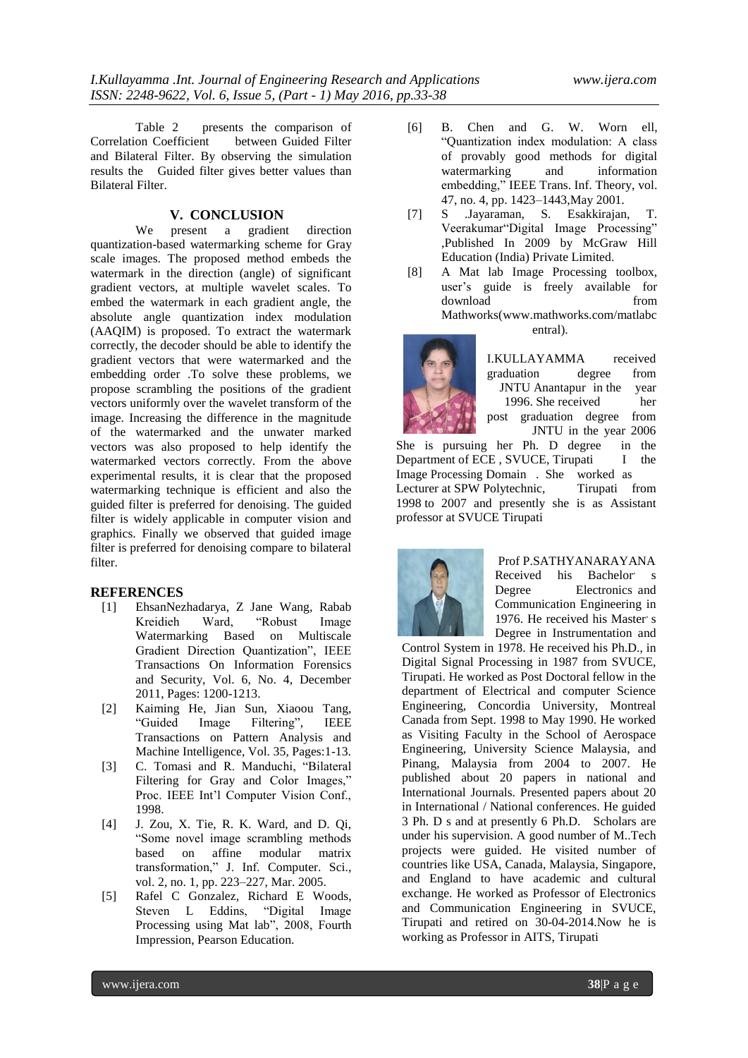Table 2 presents the comparison of Correlation Coefficient between Guided Filter and Bilateral Filter. By observing the simulation results the Guided filter gives better values than Bilateral Filter.

## V. CONCLUSION

We present a gradient direction quantization-based watermarking scheme for Gray scale images. The proposed method embeds the watermark in the direction (angle) of significant gradient vectors, at multiple wavelet scales. To embed the watermark in each gradient angle, the absolute angle quantization index modulation (AAQIM) is proposed. To extract the watermark correctly, the decoder should be able to identify the gradient vectors that were watermarked and the embedding order .To solve these problems, we propose scrambling the positions of the gradient vectors uniformly over the wavelet transform of the image. Increasing the difference in the magnitude of the watermarked and the unwater marked vectors was also proposed to help identify the watermarked vectors correctly. From the above experimental results, it is clear that the proposed watermarking technique is efficient and also the guided filter is preferred for denoising. The guided filter is widely applicable in computer vision and graphics. Finally we observed that guided image filter is preferred for denoising compare to bilateral filter.

## REFERENCES

[1] EhsanNezhadarya, Z Jane Wang, Rabab Kreidieh Ward, "Robust Image Watermarking Based on Multiscale Gradient Direction Quantization", IEEE Transactions On Information Forensics and Security, Vol. 6, No. 4, December 2011, Pages: 1200-1213.

[2] Kaiming He, Jian Sun, Xiaoou Tang, "Guided Image Filtering", IEEE Transactions on Pattern Analysis and Machine Intelligence, Vol. 35, Pages:1-13.

[3] C. Tomasi and R. Manduchi, "Bilateral Filtering for Gray and Color Images," Proc. IEEE Int'l Computer Vision Conf., 1998.

[4] J. Zou, X. Tie, R. K. Ward, and D. Qi, "Some novel image scrambling methods based on affine modular matrix transformation," J. Inf. Computer. Sci., vol. 2, no. 1, pp. 223–227, Mar. 2005.

[5] Rafel C Gonzalez, Richard E Woods, Steven L Eddins, "Digital Image Processing using Mat lab", 2008, Fourth Impression, Pearson Education.

[6] B. Chen and G. W. Worn ell, "Quantization index modulation: A class of provably good methods for digital watermarking and information embedding," IEEE Trans. Inf. Theory, vol. 47, no. 4, pp. 1423–1443,May 2001.

[7] S .Jayaraman, S. Esakkirajan, T. Veerakumar"Digital Image Processing" ,Published In 2009 by McGraw Hill Education (India) Private Limited.

[8] A Mat lab Image Processing toolbox, user's guide is freely available for download from Mathworks(www.mathworks.com/matlabcentral).

I.KULLAYAMMA received graduation degree from JNTU Anantapur in the year 1996. She received her post graduation degree from JNTU in the year 2006 She is pursuing her Ph. D degree in the Department of ECE , SVUCE, Tirupati I the Image Processing Domain . She worked as Lecturer at SPW Polytechnic, Tirupati from 1998 to 2007 and presently she is as Assistant professor at SVUCE Tirupati

Prof P.SATHYANARAYANA Received his Bachelor' s Degree Electronics and Communication Engineering in 1976. He received his Master' s Degree in Instrumentation and Control System in 1978. He received his Ph.D., in Digital Signal Processing in 1987 from SVUCE, Tirupati. He worked as Post Doctoral fellow in the department of Electrical and computer Science Engineering, Concordia University, Montreal Canada from Sept. 1998 to May 1990. He worked as Visiting Faculty in the School of Aerospace Engineering, University Science Malaysia, and Pinang, Malaysia from 2004 to 2007. He published about 20 papers in national and International Journals. Presented papers about 20 in International / National conferences. He guided 3 Ph. D s and at presently 6 Ph.D. Scholars are under his supervision. A good number of M..Tech projects were guided. He visited number of countries like USA, Canada, Malaysia, Singapore, and England to have academic and cultural exchange. He worked as Professor of Electronics and Communication Engineering in SVUCE, Tirupati and retired on 30-04-2014.Now he is working as Professor in AITS, Tirupati